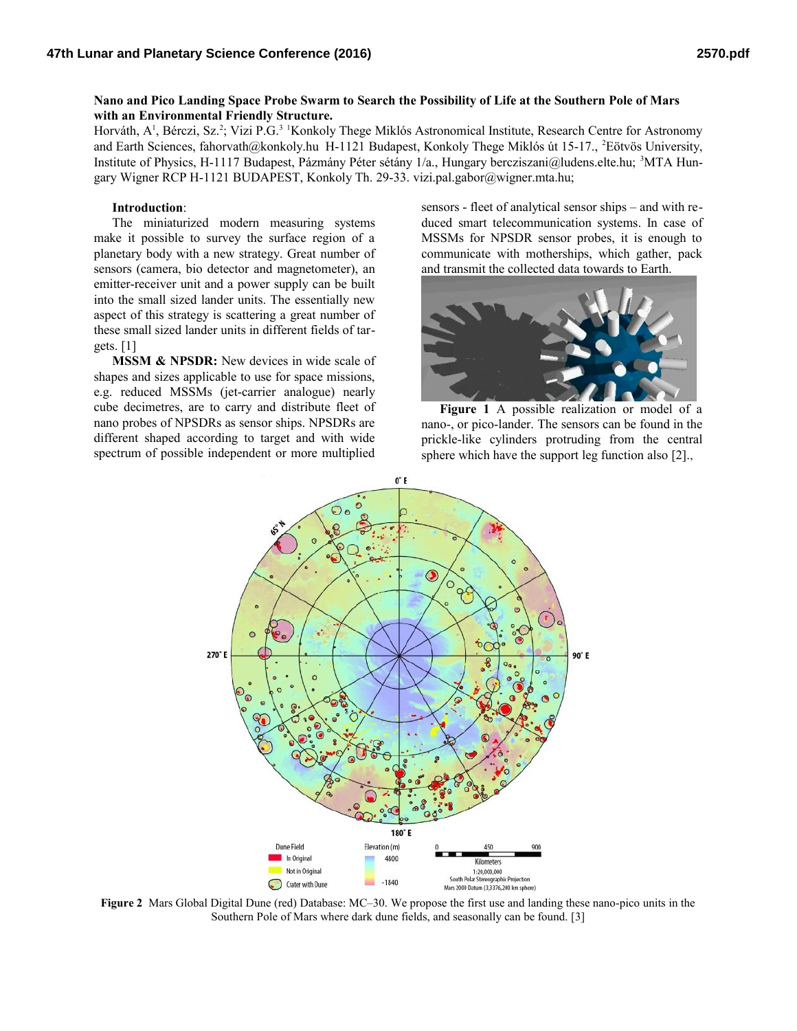**Nano and Pico Landing Space Probe Swarm to Search the Possibility of Life at the Southern Pole of Mars with an Environmental Friendly Structure.**

Horváth, A[1], Bérczi, Sz.[2]; Vizi P.G.[3] [1]Konkoly Thege Miklós Astronomical Institute, Research Centre for Astronomy and Earth Sciences, fahorvath@konkoly.hu H-1121 Budapest, Konkoly Thege Miklós út 15-17., [2]Eötvös University, Institute of Physics, H-1117 Budapest, Pázmány Péter sétány 1/a., Hungary bercziszani@ludens.elte.hu; [3]MTA Hungary Wigner RCP H-1121 BUDAPEST, Konkoly Th. 29-33. vizi.pal.gabor@wigner.mta.hu;

**Introduction**:

The miniaturized modern measuring systems make it possible to survey the surface region of a planetary body with a new strategy. Great number of sensors (camera, bio detector and magnetometer), an emitter-receiver unit and a power supply can be built into the small sized lander units. The essentially new aspect of this strategy is scattering a great number of these small sized lander units in different fields of targets. [1]

**MSSM & NPSDR:** New devices in wide scale of shapes and sizes applicable to use for space missions, e.g. reduced MSSMs (jet-carrier analogue) nearly cube decimetres, are to carry and distribute fleet of nano probes of NPSDRs as sensor ships. NPSDRs are different shaped according to target and with wide spectrum of possible independent or more multiplied sensors - fleet of analytical sensor ships – and with reduced smart telecommunication systems. In case of MSSMs for NPSDR sensor probes, it is enough to communicate with motherships, which gather, pack and transmit the collected data towards to Earth.

**Figure 1** A possible realization or model of a nano-, or pico-lander. The sensors can be found in the prickle-like cylinders protruding from the central sphere which have the support leg function also [2].,

**Figure 2** Mars Global Digital Dune (red) Database: MC–30. We propose the first use and landing these nano-pico units in the Southern Pole of Mars where dark dune fields, and seasonally can be found. [3]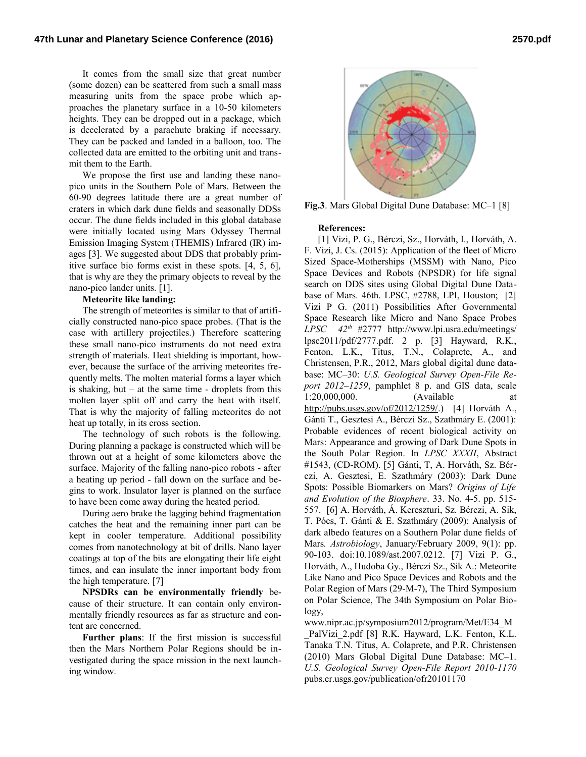It comes from the small size that great number (some dozen) can be scattered from such a small mass measuring units from the space probe which approaches the planetary surface in a 10-50 kilometers heights. They can be dropped out in a package, which is decelerated by a parachute braking if necessary. They can be packed and landed in a balloon, too. The collected data are emitted to the orbiting unit and transmit them to the Earth.

We propose the first use and landing these nano-pico units in the Southern Pole of Mars. Between the 60-90 degrees latitude there are a great number of craters in which dark dune fields and seasonally DDSs occur. The dune fields included in this global database were initially located using Mars Odyssey Thermal Emission Imaging System (THEMIS) Infrared (IR) images [3]. We suggested about DDS that probably primitive surface bio forms exist in these spots. [4, 5, 6], that is why are they the primary objects to reveal by the nano-pico lander units. [1].

**Meteorite like landing:**

The strength of meteorites is similar to that of artificially constructed nano-pico space probes. (That is the case with artillery projectiles.) Therefore scattering these small nano-pico instruments do not need extra strength of materials. Heat shielding is important, however, because the surface of the arriving meteorites frequently melts. The molten material forms a layer which is shaking, but – at the same time - droplets from this molten layer split off and carry the heat with itself. That is why the majority of falling meteorites do not heat up totally, in its cross section.

The technology of such robots is the following. During planning a package is constructed which will be thrown out at a height of some kilometers above the surface. Majority of the falling nano-pico robots - after a heating up period - fall down on the surface and begins to work. Insulator layer is planned on the surface to have been come away during the heated period.

During aero brake the lagging behind fragmentation catches the heat and the remaining inner part can be kept in cooler temperature. Additional possibility comes from nanotechnology at bit of drills. Nano layer coatings at top of the bits are elongating their life eight times, and can insulate the inner important body from the high temperature. [7]

**NPSDRs can be environmentally friendly** because of their structure. It can contain only environmentally friendly resources as far as structure and content are concerned.

**Further plans**: If the first mission is successful then the Mars Northern Polar Regions should be investigated during the space mission in the next launching window.

**Fig.3**. Mars Global Digital Dune Database: MC–1 [8]

**References:**

[1] Vizi, P. G., Bérczi, Sz., Horváth, I., Horváth, A. F. Vizi, J. Cs. (2015): Application of the fleet of Micro Sized Space-Motherships (MSSM) with Nano, Pico Space Devices and Robots (NPSDR) for life signal search on DDS sites using Global Digital Dune Database of Mars. 46th. LPSC, #2788, LPI, Houston; [2] Vizi P G. (2011) Possibilities After Governmental Space Research like Micro and Nano Space Probes *LPSC 42th* #2777 http://www.lpi.usra.edu/meetings/lpsc2011/pdf/2777.pdf. 2 p. [3] Hayward, R.K., Fenton, L.K., Titus, T.N., Colaprete, A., and Christensen, P.R., 2012, Mars global digital dune database: MC–30: *U.S. Geological Survey Open-File Report 2012–1259*, pamphlet 8 p. and GIS data, scale 1:20,000,000. (Available at http://pubs.usgs.gov/of/2012/1259/.) [4] Horváth A., Gánti T., Gesztesi A., Bérczi Sz., Szathmáry E. (2001): Probable evidences of recent biological activity on Mars: Appearance and growing of Dark Dune Spots in the South Polar Region. In *LPSC XXXII*, Abstract #1543, (CD-ROM). [5] Gánti, T, A. Horváth, Sz. Bérczi, A. Gesztesi, E. Szathmáry (2003): Dark Dune Spots: Possible Biomarkers on Mars? *Origins of Life and Evolution of the Biosphere*. 33. No. 4-5. pp. 515-557. [6] A. Horváth, Á. Kereszturi, Sz. Bérczi, A. Sik, T. Pócs, T. Gánti & E. Szathmáry (2009): Analysis of dark albedo features on a Southern Polar dune fields of Mars. *Astrobiology*, January/February 2009, 9(1): pp. 90-103. doi:10.1089/ast.2007.0212. [7] Vizi P. G., Horváth, A., Hudoba Gy., Bérczi Sz., Sik A.: Meteorite Like Nano and Pico Space Devices and Robots and the Polar Region of Mars (29-M-7), The Third Symposium on Polar Science, The 34th Symposium on Polar Biology, www.nipr.ac.jp/symposium2012/program/Met/E34_M_PalVizi_2.pdf [8] R.K. Hayward, L.K. Fenton, K.L. Tanaka T.N. Titus, A. Colaprete, and P.R. Christensen (2010) Mars Global Digital Dune Database: MC–1. *U.S. Geological Survey Open-File Report 2010-1170* pubs.er.usgs.gov/publication/ofr20101170